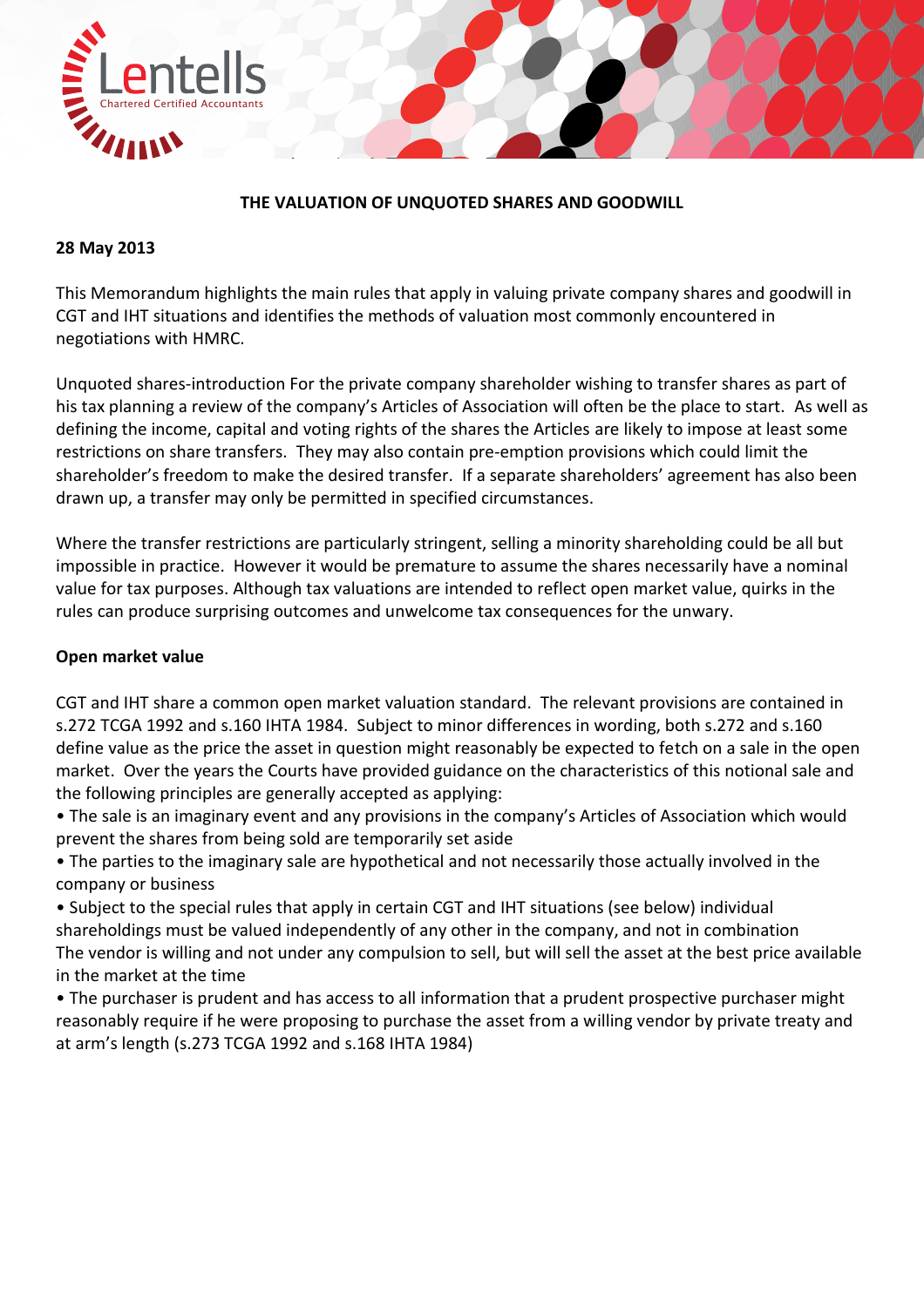Lentells
Chartered Certified Accountants

# THE VALUATION OF UNQUOTED SHARES AND GOODWILL

**28 May 2013**

This Memorandum highlights the main rules that apply in valuing private company shares and goodwill in CGT and IHT situations and identifies the methods of valuation most commonly encountered in negotiations with HMRC.

Unquoted shares-introduction For the private company shareholder wishing to transfer shares as part of his tax planning a review of the company's Articles of Association will often be the place to start. As well as defining the income, capital and voting rights of the shares the Articles are likely to impose at least some restrictions on share transfers. They may also contain pre-emption provisions which could limit the shareholder's freedom to make the desired transfer. If a separate shareholders' agreement has also been drawn up, a transfer may only be permitted in specified circumstances.

Where the transfer restrictions are particularly stringent, selling a minority shareholding could be all but impossible in practice. However it would be premature to assume the shares necessarily have a nominal value for tax purposes. Although tax valuations are intended to reflect open market value, quirks in the rules can produce surprising outcomes and unwelcome tax consequences for the unwary.

**Open market value**

CGT and IHT share a common open market valuation standard. The relevant provisions are contained in s.272 TCGA 1992 and s.160 IHTA 1984. Subject to minor differences in wording, both s.272 and s.160 define value as the price the asset in question might reasonably be expected to fetch on a sale in the open market. Over the years the Courts have provided guidance on the characteristics of this notional sale and the following principles are generally accepted as applying:

- The sale is an imaginary event and any provisions in the company's Articles of Association which would prevent the shares from being sold are temporarily set aside
- The parties to the imaginary sale are hypothetical and not necessarily those actually involved in the company or business
- Subject to the special rules that apply in certain CGT and IHT situations (see below) individual shareholdings must be valued independently of any other in the company, and not in combination
The vendor is willing and not under any compulsion to sell, but will sell the asset at the best price available in the market at the time
- The purchaser is prudent and has access to all information that a prudent prospective purchaser might reasonably require if he were proposing to purchase the asset from a willing vendor by private treaty and at arm's length (s.273 TCGA 1992 and s.168 IHTA 1984)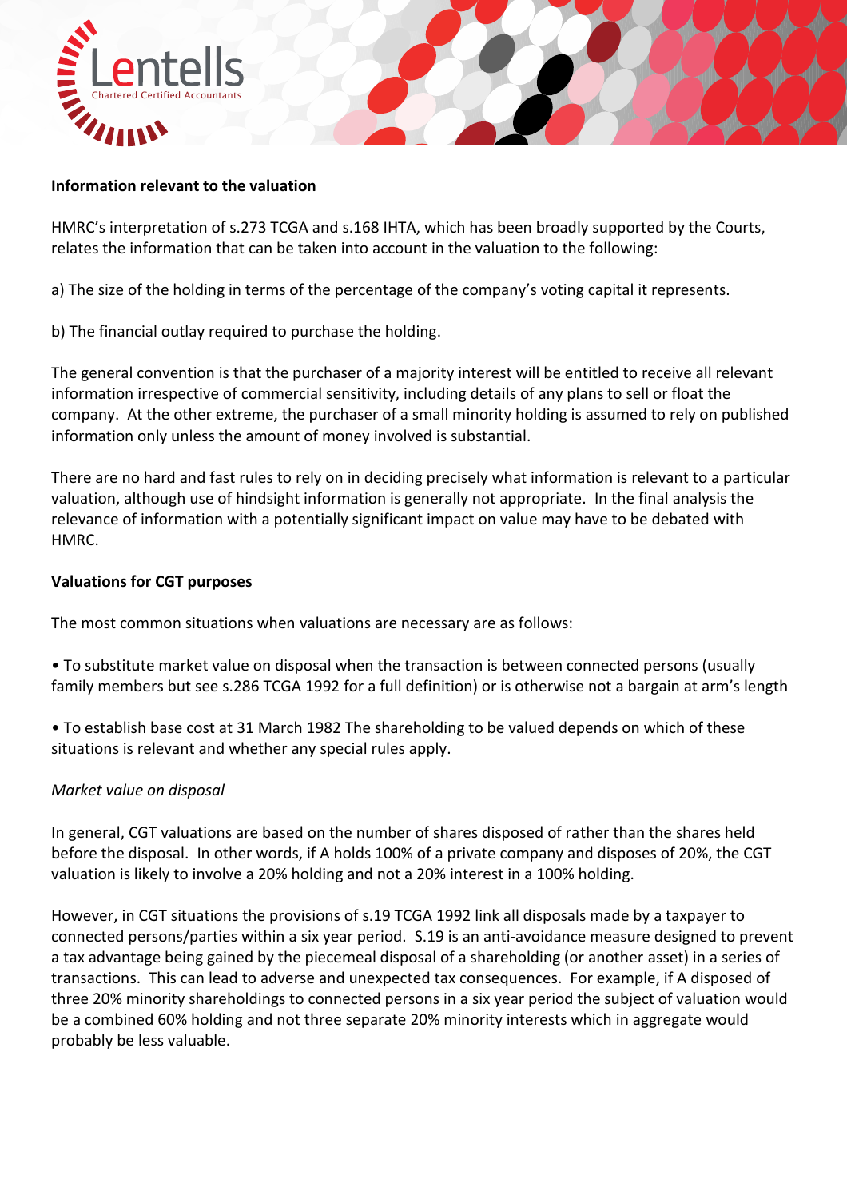**Information relevant to the valuation**

HMRC's interpretation of s.273 TCGA and s.168 IHTA, which has been broadly supported by the Courts, relates the information that can be taken into account in the valuation to the following:

a) The size of the holding in terms of the percentage of the company's voting capital it represents.

b) The financial outlay required to purchase the holding.

The general convention is that the purchaser of a majority interest will be entitled to receive all relevant information irrespective of commercial sensitivity, including details of any plans to sell or float the company. At the other extreme, the purchaser of a small minority holding is assumed to rely on published information only unless the amount of money involved is substantial.

There are no hard and fast rules to rely on in deciding precisely what information is relevant to a particular valuation, although use of hindsight information is generally not appropriate. In the final analysis the relevance of information with a potentially significant impact on value may have to be debated with HMRC.

**Valuations for CGT purposes**

The most common situations when valuations are necessary are as follows:

• To substitute market value on disposal when the transaction is between connected persons (usually family members but see s.286 TCGA 1992 for a full definition) or is otherwise not a bargain at arm's length

• To establish base cost at 31 March 1982 The shareholding to be valued depends on which of these situations is relevant and whether any special rules apply.

*Market value on disposal*

In general, CGT valuations are based on the number of shares disposed of rather than the shares held before the disposal. In other words, if A holds 100% of a private company and disposes of 20%, the CGT valuation is likely to involve a 20% holding and not a 20% interest in a 100% holding.

However, in CGT situations the provisions of s.19 TCGA 1992 link all disposals made by a taxpayer to connected persons/parties within a six year period. S.19 is an anti-avoidance measure designed to prevent a tax advantage being gained by the piecemeal disposal of a shareholding (or another asset) in a series of transactions. This can lead to adverse and unexpected tax consequences. For example, if A disposed of three 20% minority shareholdings to connected persons in a six year period the subject of valuation would be a combined 60% holding and not three separate 20% minority interests which in aggregate would probably be less valuable.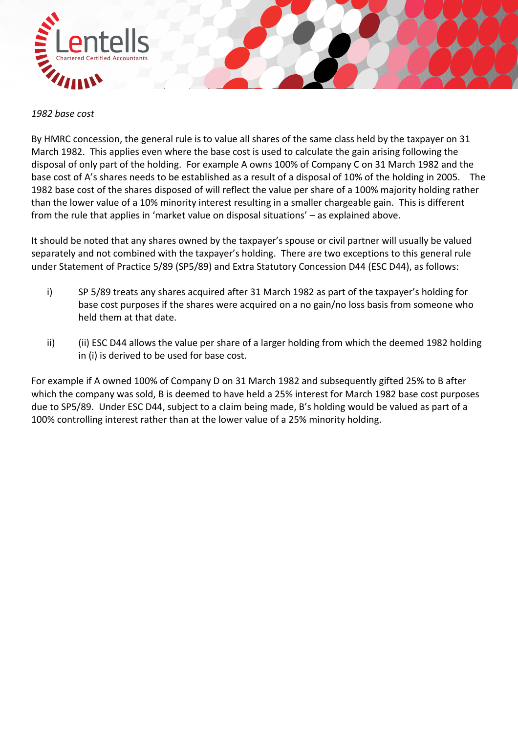*1982 base cost*

By HMRC concession, the general rule is to value all shares of the same class held by the taxpayer on 31 March 1982. This applies even where the base cost is used to calculate the gain arising following the disposal of only part of the holding. For example A owns 100% of Company C on 31 March 1982 and the base cost of A's shares needs to be established as a result of a disposal of 10% of the holding in 2005. The 1982 base cost of the shares disposed of will reflect the value per share of a 100% majority holding rather than the lower value of a 10% minority interest resulting in a smaller chargeable gain. This is different from the rule that applies in 'market value on disposal situations' – as explained above.

It should be noted that any shares owned by the taxpayer's spouse or civil partner will usually be valued separately and not combined with the taxpayer's holding. There are two exceptions to this general rule under Statement of Practice 5/89 (SP5/89) and Extra Statutory Concession D44 (ESC D44), as follows:

i) SP 5/89 treats any shares acquired after 31 March 1982 as part of the taxpayer's holding for base cost purposes if the shares were acquired on a no gain/no loss basis from someone who held them at that date.

ii) (ii) ESC D44 allows the value per share of a larger holding from which the deemed 1982 holding in (i) is derived to be used for base cost.

For example if A owned 100% of Company D on 31 March 1982 and subsequently gifted 25% to B after which the company was sold, B is deemed to have held a 25% interest for March 1982 base cost purposes due to SP5/89. Under ESC D44, subject to a claim being made, B's holding would be valued as part of a 100% controlling interest rather than at the lower value of a 25% minority holding.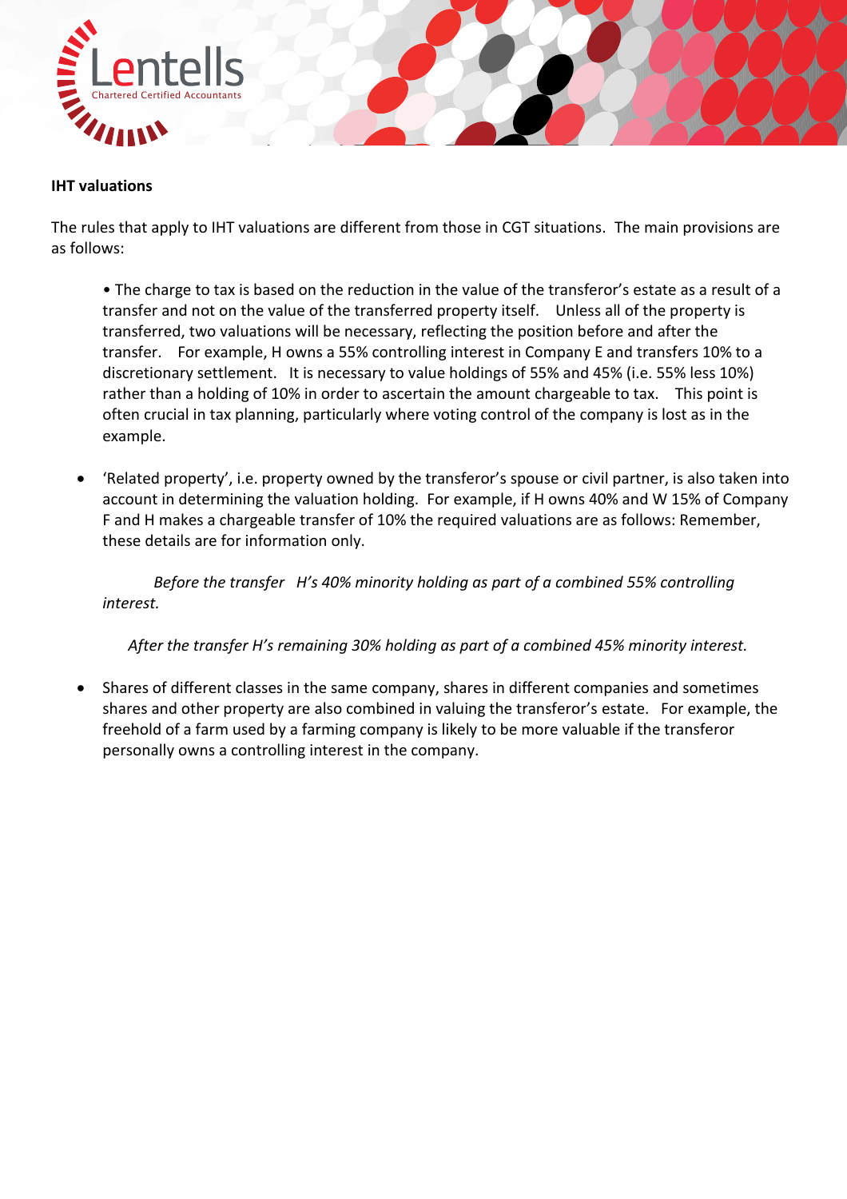**IHT valuations**

The rules that apply to IHT valuations are different from those in CGT situations. The main provisions are as follows:

- The charge to tax is based on the reduction in the value of the transferor's estate as a result of a transfer and not on the value of the transferred property itself. Unless all of the property is transferred, two valuations will be necessary, reflecting the position before and after the transfer. For example, H owns a 55% controlling interest in Company E and transfers 10% to a discretionary settlement. It is necessary to value holdings of 55% and 45% (i.e. 55% less 10%) rather than a holding of 10% in order to ascertain the amount chargeable to tax. This point is often crucial in tax planning, particularly where voting control of the company is lost as in the example.

- 'Related property', i.e. property owned by the transferor's spouse or civil partner, is also taken into account in determining the valuation holding. For example, if H owns 40% and W 15% of Company F and H makes a chargeable transfer of 10% the required valuations are as follows: Remember, these details are for information only.

  *Before the transfer H's 40% minority holding as part of a combined 55% controlling interest.*

  *After the transfer H's remaining 30% holding as part of a combined 45% minority interest.*

- Shares of different classes in the same company, shares in different companies and sometimes shares and other property are also combined in valuing the transferor's estate. For example, the freehold of a farm used by a farming company is likely to be more valuable if the transferor personally owns a controlling interest in the company.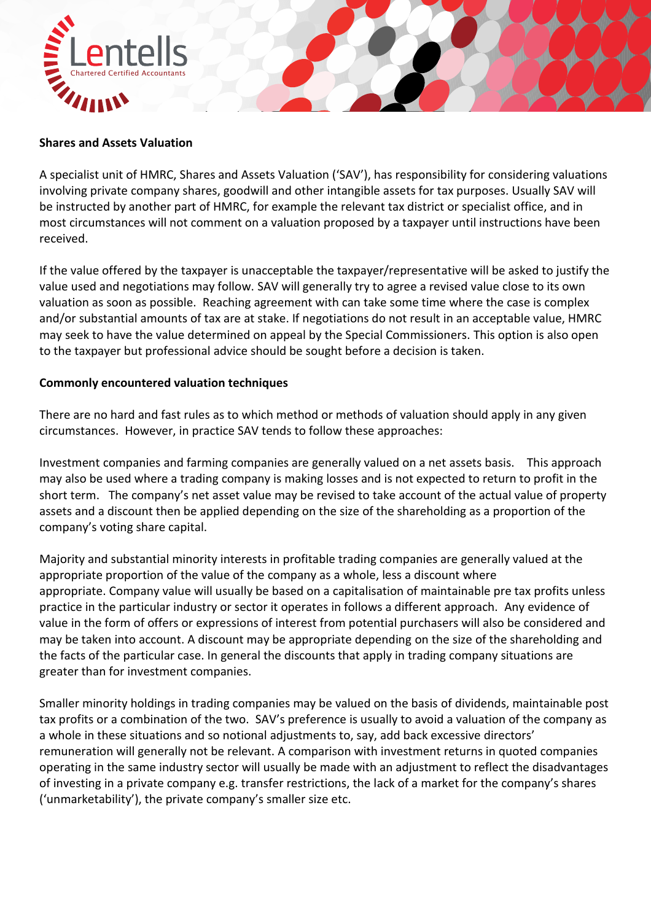**Shares and Assets Valuation**

A specialist unit of HMRC, Shares and Assets Valuation ('SAV'), has responsibility for considering valuations involving private company shares, goodwill and other intangible assets for tax purposes. Usually SAV will be instructed by another part of HMRC, for example the relevant tax district or specialist office, and in most circumstances will not comment on a valuation proposed by a taxpayer until instructions have been received.

If the value offered by the taxpayer is unacceptable the taxpayer/representative will be asked to justify the value used and negotiations may follow. SAV will generally try to agree a revised value close to its own valuation as soon as possible. Reaching agreement with can take some time where the case is complex and/or substantial amounts of tax are at stake. If negotiations do not result in an acceptable value, HMRC may seek to have the value determined on appeal by the Special Commissioners. This option is also open to the taxpayer but professional advice should be sought before a decision is taken.

**Commonly encountered valuation techniques**

There are no hard and fast rules as to which method or methods of valuation should apply in any given circumstances. However, in practice SAV tends to follow these approaches:

Investment companies and farming companies are generally valued on a net assets basis. This approach may also be used where a trading company is making losses and is not expected to return to profit in the short term. The company's net asset value may be revised to take account of the actual value of property assets and a discount then be applied depending on the size of the shareholding as a proportion of the company's voting share capital.

Majority and substantial minority interests in profitable trading companies are generally valued at the appropriate proportion of the value of the company as a whole, less a discount where appropriate. Company value will usually be based on a capitalisation of maintainable pre tax profits unless practice in the particular industry or sector it operates in follows a different approach. Any evidence of value in the form of offers or expressions of interest from potential purchasers will also be considered and may be taken into account. A discount may be appropriate depending on the size of the shareholding and the facts of the particular case. In general the discounts that apply in trading company situations are greater than for investment companies.

Smaller minority holdings in trading companies may be valued on the basis of dividends, maintainable post tax profits or a combination of the two. SAV's preference is usually to avoid a valuation of the company as a whole in these situations and so notional adjustments to, say, add back excessive directors' remuneration will generally not be relevant. A comparison with investment returns in quoted companies operating in the same industry sector will usually be made with an adjustment to reflect the disadvantages of investing in a private company e.g. transfer restrictions, the lack of a market for the company's shares ('unmarketability'), the private company's smaller size etc.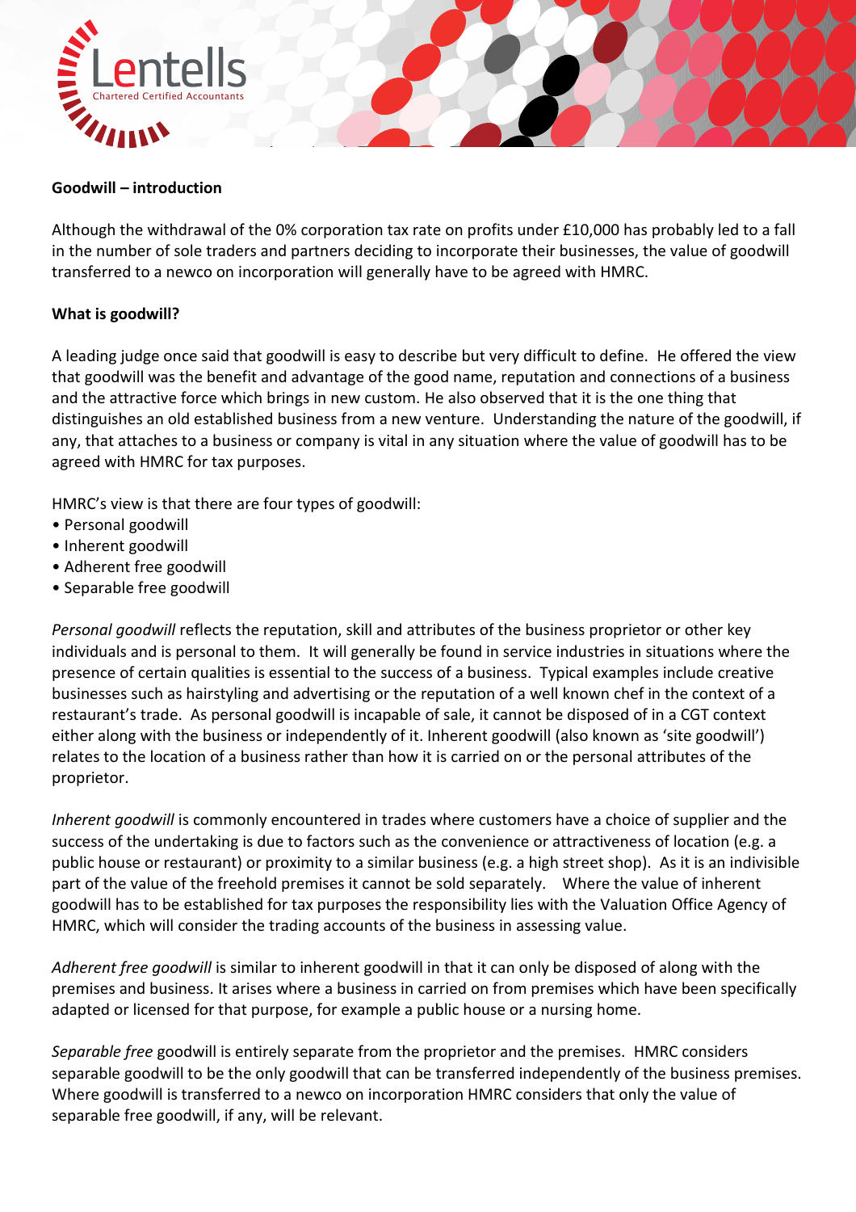**Goodwill – introduction**

Although the withdrawal of the 0% corporation tax rate on profits under £10,000 has probably led to a fall in the number of sole traders and partners deciding to incorporate their businesses, the value of goodwill transferred to a newco on incorporation will generally have to be agreed with HMRC.

**What is goodwill?**

A leading judge once said that goodwill is easy to describe but very difficult to define. He offered the view that goodwill was the benefit and advantage of the good name, reputation and connections of a business and the attractive force which brings in new custom. He also observed that it is the one thing that distinguishes an old established business from a new venture. Understanding the nature of the goodwill, if any, that attaches to a business or company is vital in any situation where the value of goodwill has to be agreed with HMRC for tax purposes.

HMRC's view is that there are four types of goodwill:

- Personal goodwill
- Inherent goodwill
- Adherent free goodwill
- Separable free goodwill

*Personal goodwill* reflects the reputation, skill and attributes of the business proprietor or other key individuals and is personal to them. It will generally be found in service industries in situations where the presence of certain qualities is essential to the success of a business. Typical examples include creative businesses such as hairstyling and advertising or the reputation of a well known chef in the context of a restaurant's trade. As personal goodwill is incapable of sale, it cannot be disposed of in a CGT context either along with the business or independently of it. Inherent goodwill (also known as 'site goodwill') relates to the location of a business rather than how it is carried on or the personal attributes of the proprietor.

*Inherent goodwill* is commonly encountered in trades where customers have a choice of supplier and the success of the undertaking is due to factors such as the convenience or attractiveness of location (e.g. a public house or restaurant) or proximity to a similar business (e.g. a high street shop). As it is an indivisible part of the value of the freehold premises it cannot be sold separately. Where the value of inherent goodwill has to be established for tax purposes the responsibility lies with the Valuation Office Agency of HMRC, which will consider the trading accounts of the business in assessing value.

*Adherent free goodwill* is similar to inherent goodwill in that it can only be disposed of along with the premises and business. It arises where a business in carried on from premises which have been specifically adapted or licensed for that purpose, for example a public house or a nursing home.

*Separable free* goodwill is entirely separate from the proprietor and the premises. HMRC considers separable goodwill to be the only goodwill that can be transferred independently of the business premises. Where goodwill is transferred to a newco on incorporation HMRC considers that only the value of separable free goodwill, if any, will be relevant.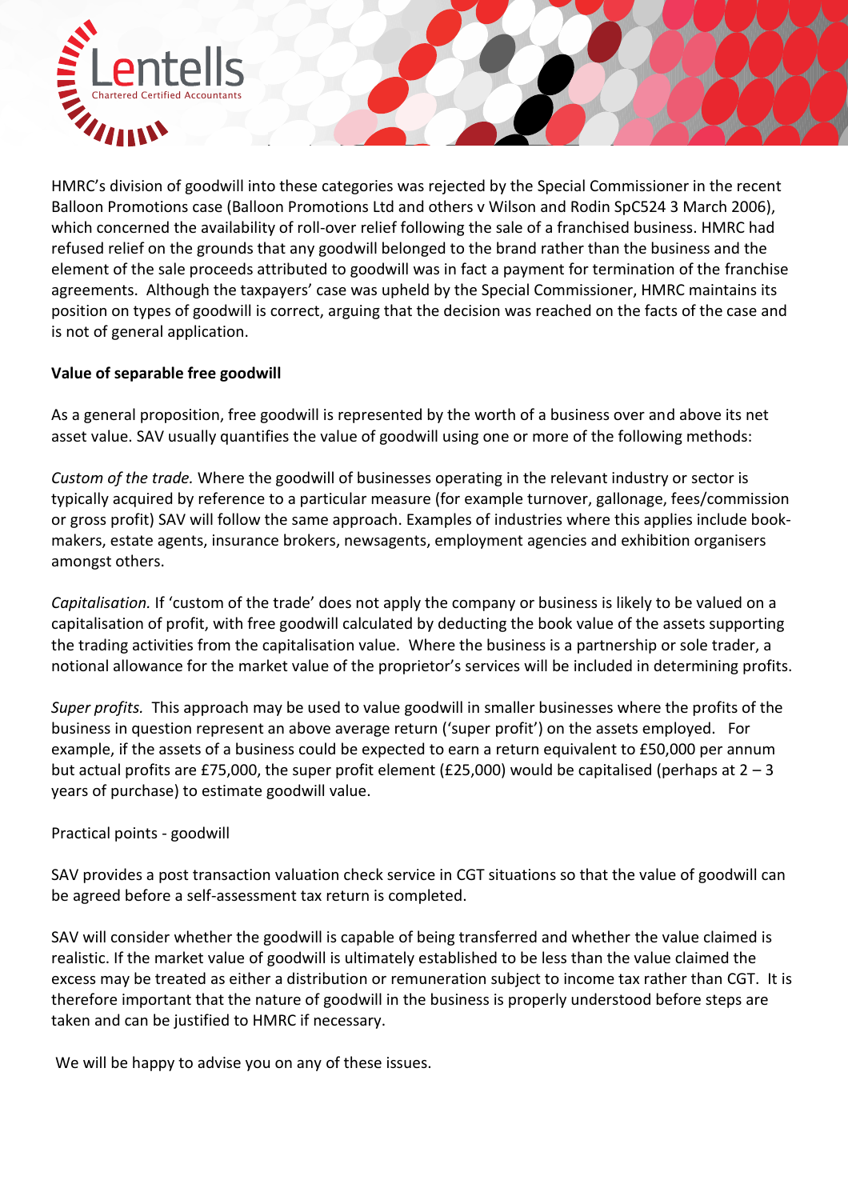HMRC's division of goodwill into these categories was rejected by the Special Commissioner in the recent Balloon Promotions case (Balloon Promotions Ltd and others v Wilson and Rodin SpC524 3 March 2006), which concerned the availability of roll-over relief following the sale of a franchised business. HMRC had refused relief on the grounds that any goodwill belonged to the brand rather than the business and the element of the sale proceeds attributed to goodwill was in fact a payment for termination of the franchise agreements. Although the taxpayers' case was upheld by the Special Commissioner, HMRC maintains its position on types of goodwill is correct, arguing that the decision was reached on the facts of the case and is not of general application.

**Value of separable free goodwill**

As a general proposition, free goodwill is represented by the worth of a business over and above its net asset value. SAV usually quantifies the value of goodwill using one or more of the following methods:

*Custom of the trade.* Where the goodwill of businesses operating in the relevant industry or sector is typically acquired by reference to a particular measure (for example turnover, gallonage, fees/commission or gross profit) SAV will follow the same approach. Examples of industries where this applies include book-makers, estate agents, insurance brokers, newsagents, employment agencies and exhibition organisers amongst others.

*Capitalisation.* If 'custom of the trade' does not apply the company or business is likely to be valued on a capitalisation of profit, with free goodwill calculated by deducting the book value of the assets supporting the trading activities from the capitalisation value. Where the business is a partnership or sole trader, a notional allowance for the market value of the proprietor's services will be included in determining profits.

*Super profits.* This approach may be used to value goodwill in smaller businesses where the profits of the business in question represent an above average return ('super profit') on the assets employed. For example, if the assets of a business could be expected to earn a return equivalent to £50,000 per annum but actual profits are £75,000, the super profit element (£25,000) would be capitalised (perhaps at 2 – 3 years of purchase) to estimate goodwill value.

Practical points - goodwill

SAV provides a post transaction valuation check service in CGT situations so that the value of goodwill can be agreed before a self-assessment tax return is completed.

SAV will consider whether the goodwill is capable of being transferred and whether the value claimed is realistic. If the market value of goodwill is ultimately established to be less than the value claimed the excess may be treated as either a distribution or remuneration subject to income tax rather than CGT. It is therefore important that the nature of goodwill in the business is properly understood before steps are taken and can be justified to HMRC if necessary.

We will be happy to advise you on any of these issues.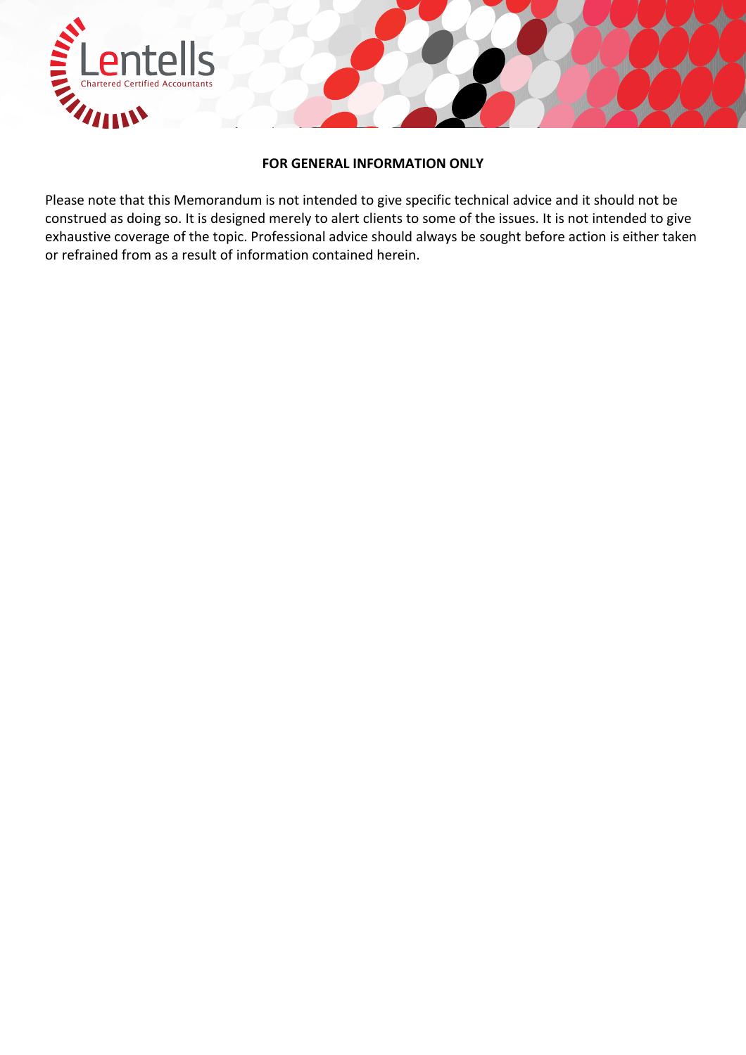**FOR GENERAL INFORMATION ONLY**

Please note that this Memorandum is not intended to give specific technical advice and it should not be construed as doing so. It is designed merely to alert clients to some of the issues. It is not intended to give exhaustive coverage of the topic. Professional advice should always be sought before action is either taken or refrained from as a result of information contained herein.